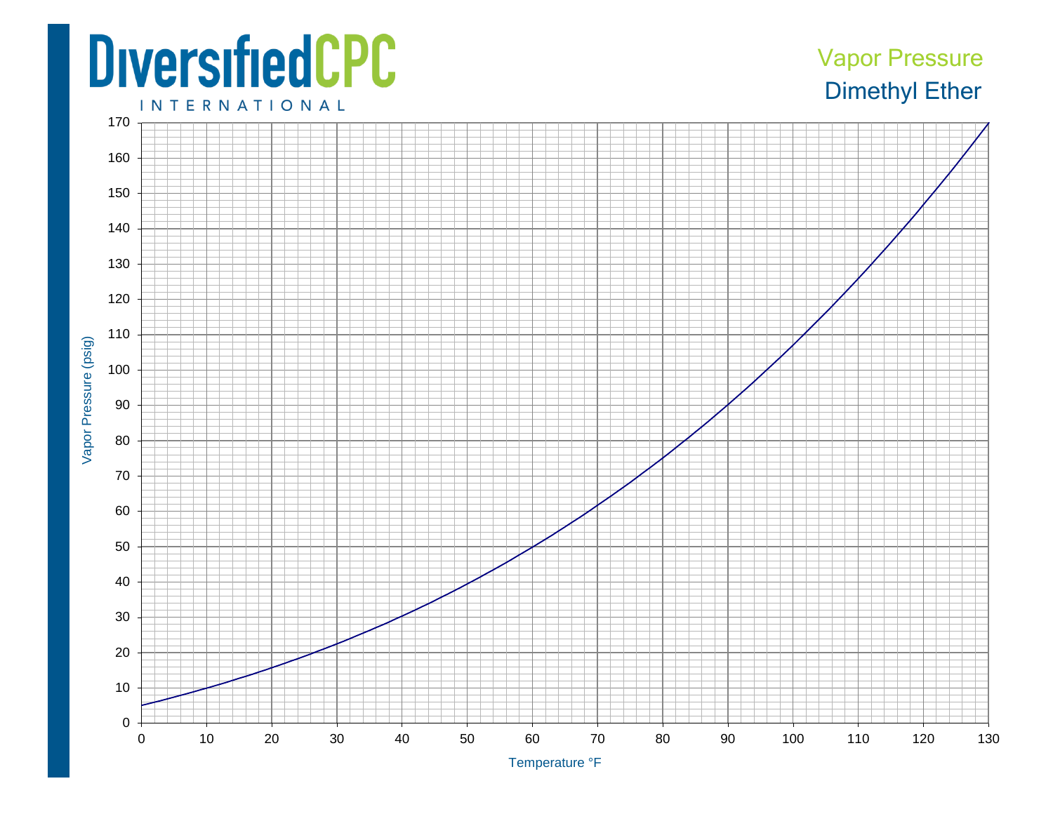DiversifiedCPC

INTERNATIONAL

# Vapor Pressure

## Dimethyl Ether

Vapor Pressure (psig)

170
160
150
140
130
120
110
100
90
80
70
60
50
40
30
20
10
0

0 10 20 30 40 50 60 70 80 90 100 110 120 130

Temperature °F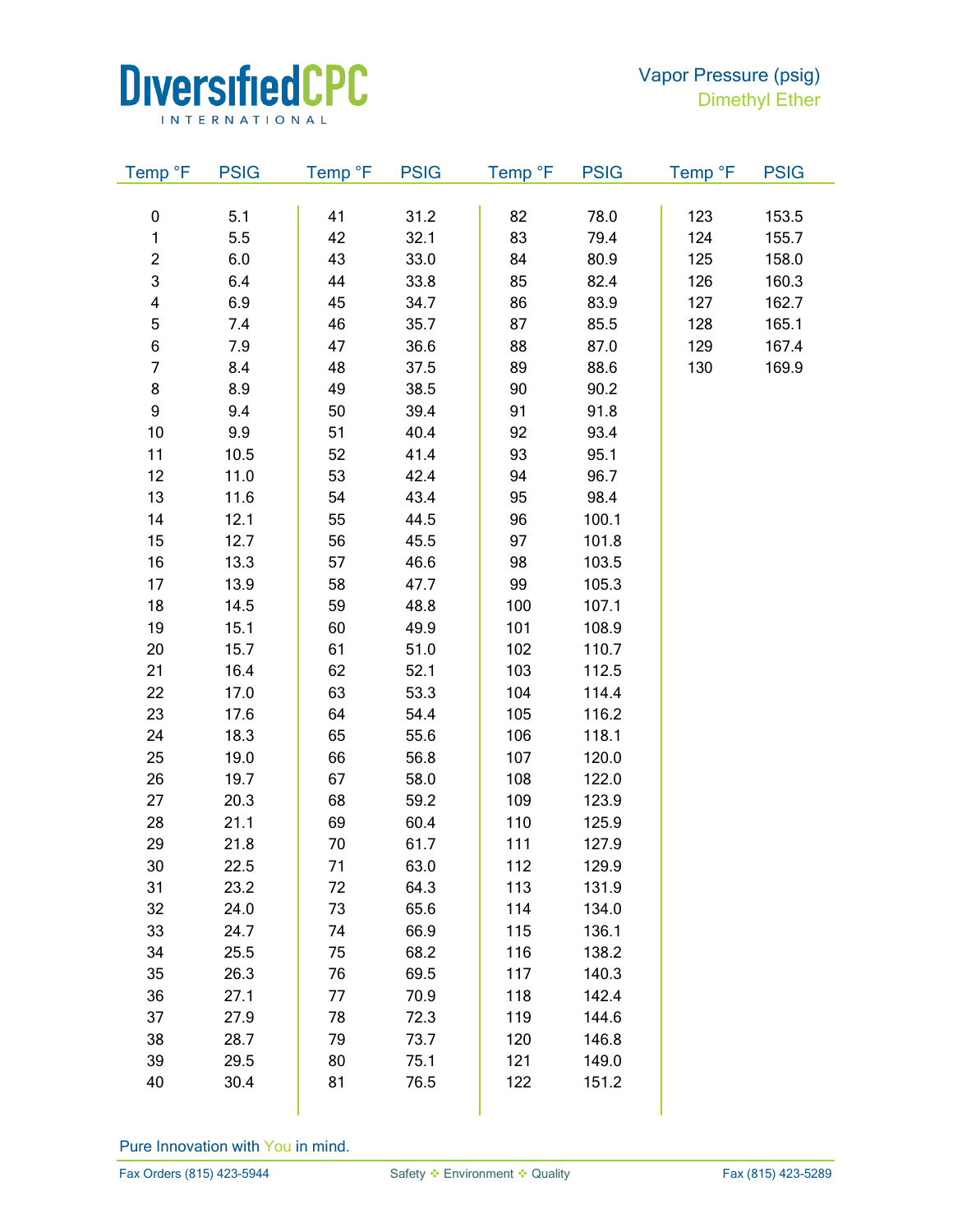# DiversifiedCPC INTERNATIONAL

## Vapor Pressure (psig)

### Dimethyl Ether

| Temp °F | PSIG | Temp °F | PSIG | Temp °F | PSIG | Temp °F | PSIG |
|---|---|---|---|---|---|---|---|
| 0 | 5.1 | 41 | 31.2 | 82 | 78.0 | 123 | 153.5 |
| 1 | 5.5 | 42 | 32.1 | 83 | 79.4 | 124 | 155.7 |
| 2 | 6.0 | 43 | 33.0 | 84 | 80.9 | 125 | 158.0 |
| 3 | 6.4 | 44 | 33.8 | 85 | 82.4 | 126 | 160.3 |
| 4 | 6.9 | 45 | 34.7 | 86 | 83.9 | 127 | 162.7 |
| 5 | 7.4 | 46 | 35.7 | 87 | 85.5 | 128 | 165.1 |
| 6 | 7.9 | 47 | 36.6 | 88 | 87.0 | 129 | 167.4 |
| 7 | 8.4 | 48 | 37.5 | 89 | 88.6 | 130 | 169.9 |
| 8 | 8.9 | 49 | 38.5 | 90 | 90.2 | | |
| 9 | 9.4 | 50 | 39.4 | 91 | 91.8 | | |
| 10 | 9.9 | 51 | 40.4 | 92 | 93.4 | | |
| 11 | 10.5 | 52 | 41.4 | 93 | 95.1 | | |
| 12 | 11.0 | 53 | 42.4 | 94 | 96.7 | | |
| 13 | 11.6 | 54 | 43.4 | 95 | 98.4 | | |
| 14 | 12.1 | 55 | 44.5 | 96 | 100.1 | | |
| 15 | 12.7 | 56 | 45.5 | 97 | 101.8 | | |
| 16 | 13.3 | 57 | 46.6 | 98 | 103.5 | | |
| 17 | 13.9 | 58 | 47.7 | 99 | 105.3 | | |
| 18 | 14.5 | 59 | 48.8 | 100 | 107.1 | | |
| 19 | 15.1 | 60 | 49.9 | 101 | 108.9 | | |
| 20 | 15.7 | 61 | 51.0 | 102 | 110.7 | | |
| 21 | 16.4 | 62 | 52.1 | 103 | 112.5 | | |
| 22 | 17.0 | 63 | 53.3 | 104 | 114.4 | | |
| 23 | 17.6 | 64 | 54.4 | 105 | 116.2 | | |
| 24 | 18.3 | 65 | 55.6 | 106 | 118.1 | | |
| 25 | 19.0 | 66 | 56.8 | 107 | 120.0 | | |
| 26 | 19.7 | 67 | 58.0 | 108 | 122.0 | | |
| 27 | 20.3 | 68 | 59.2 | 109 | 123.9 | | |
| 28 | 21.1 | 69 | 60.4 | 110 | 125.9 | | |
| 29 | 21.8 | 70 | 61.7 | 111 | 127.9 | | |
| 30 | 22.5 | 71 | 63.0 | 112 | 129.9 | | |
| 31 | 23.2 | 72 | 64.3 | 113 | 131.9 | | |
| 32 | 24.0 | 73 | 65.6 | 114 | 134.0 | | |
| 33 | 24.7 | 74 | 66.9 | 115 | 136.1 | | |
| 34 | 25.5 | 75 | 68.2 | 116 | 138.2 | | |
| 35 | 26.3 | 76 | 69.5 | 117 | 140.3 | | |
| 36 | 27.1 | 77 | 70.9 | 118 | 142.4 | | |
| 37 | 27.9 | 78 | 72.3 | 119 | 144.6 | | |
| 38 | 28.7 | 79 | 73.7 | 120 | 146.8 | | |
| 39 | 29.5 | 80 | 75.1 | 121 | 149.0 | | |
| 40 | 30.4 | 81 | 76.5 | 122 | 151.2 | | |

Pure Innovation with You in mind.

Fax Orders (815) 423-5944 Safety ❖ Environment ❖ Quality Fax (815) 423-5289